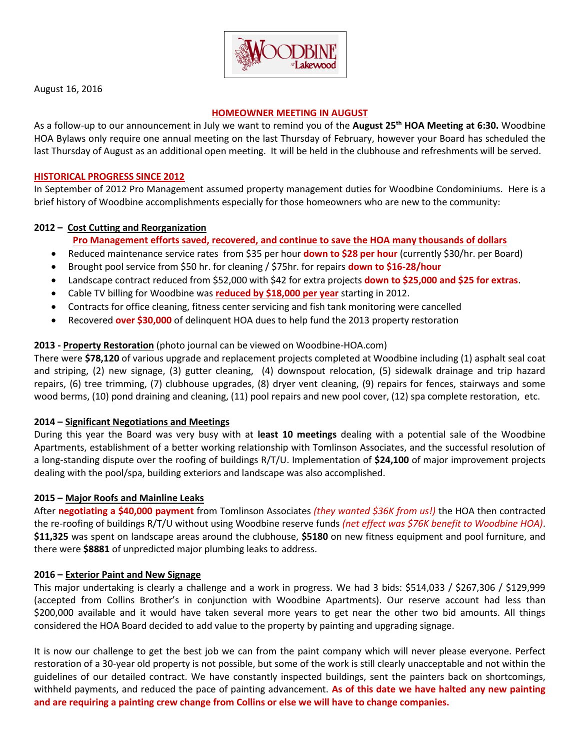August 16, 2016

## HOMEOWNER MEETING IN AUGUST

As a follow-up to our announcement in July we want to remind you of the **August 25th HOA Meeting at 6:30.** Woodbine HOA Bylaws only require one annual meeting on the last Thursday of February, however your Board has scheduled the last Thursday of August as an additional open meeting. It will be held in the clubhouse and refreshments will be served.

## HISTORICAL PROGRESS SINCE 2012

In September of 2012 Pro Management assumed property management duties for Woodbine Condominiums. Here is a brief history of Woodbine accomplishments especially for those homeowners who are new to the community:

### 2012 – Cost Cutting and Reorganization

**Pro Management efforts saved, recovered, and continue to save the HOA many thousands of dollars**

- Reduced maintenance service rates from $35 per hour **down to $28 per hour** (currently $30/hr. per Board)
- Brought pool service from $50 hr. for cleaning / $75hr. for repairs **down to $16-28/hour**
- Landscape contract reduced from $52,000 with $42 for extra projects **down to $25,000 and $25 for extras**.
- Cable TV billing for Woodbine was **reduced by $18,000 per year** starting in 2012.
- Contracts for office cleaning, fitness center servicing and fish tank monitoring were cancelled
- Recovered **over $30,000** of delinquent HOA dues to help fund the 2013 property restoration

### 2013 - Property Restoration (photo journal can be viewed on Woodbine-HOA.com)

There were **$78,120** of various upgrade and replacement projects completed at Woodbine including (1) asphalt seal coat and striping, (2) new signage, (3) gutter cleaning, (4) downspout relocation, (5) sidewalk drainage and trip hazard repairs, (6) tree trimming, (7) clubhouse upgrades, (8) dryer vent cleaning, (9) repairs for fences, stairways and some wood berms, (10) pond draining and cleaning, (11) pool repairs and new pool cover, (12) spa complete restoration, etc.

### 2014 – Significant Negotiations and Meetings

During this year the Board was very busy with at **least 10 meetings** dealing with a potential sale of the Woodbine Apartments, establishment of a better working relationship with Tomlinson Associates, and the successful resolution of a long-standing dispute over the roofing of buildings R/T/U. Implementation of **$24,100** of major improvement projects dealing with the pool/spa, building exteriors and landscape was also accomplished.

### 2015 – Major Roofs and Mainline Leaks

After **negotiating a $40,000 payment** from Tomlinson Associates *(they wanted $36K from us!)* the HOA then contracted the re-roofing of buildings R/T/U without using Woodbine reserve funds *(net effect was $76K benefit to Woodbine HOA)*. **$11,325** was spent on landscape areas around the clubhouse, **$5180** on new fitness equipment and pool furniture, and there were **$8881** of unpredicted major plumbing leaks to address.

### 2016 – Exterior Paint and New Signage

This major undertaking is clearly a challenge and a work in progress. We had 3 bids: $514,033 / $267,306 / $129,999 (accepted from Collins Brother's in conjunction with Woodbine Apartments). Our reserve account had less than $200,000 available and it would have taken several more years to get near the other two bid amounts. All things considered the HOA Board decided to add value to the property by painting and upgrading signage.

It is now our challenge to get the best job we can from the paint company which will never please everyone. Perfect restoration of a 30-year old property is not possible, but some of the work is still clearly unacceptable and not within the guidelines of our detailed contract. We have constantly inspected buildings, sent the painters back on shortcomings, withheld payments, and reduced the pace of painting advancement. **As of this date we have halted any new painting and are requiring a painting crew change from Collins or else we will have to change companies.**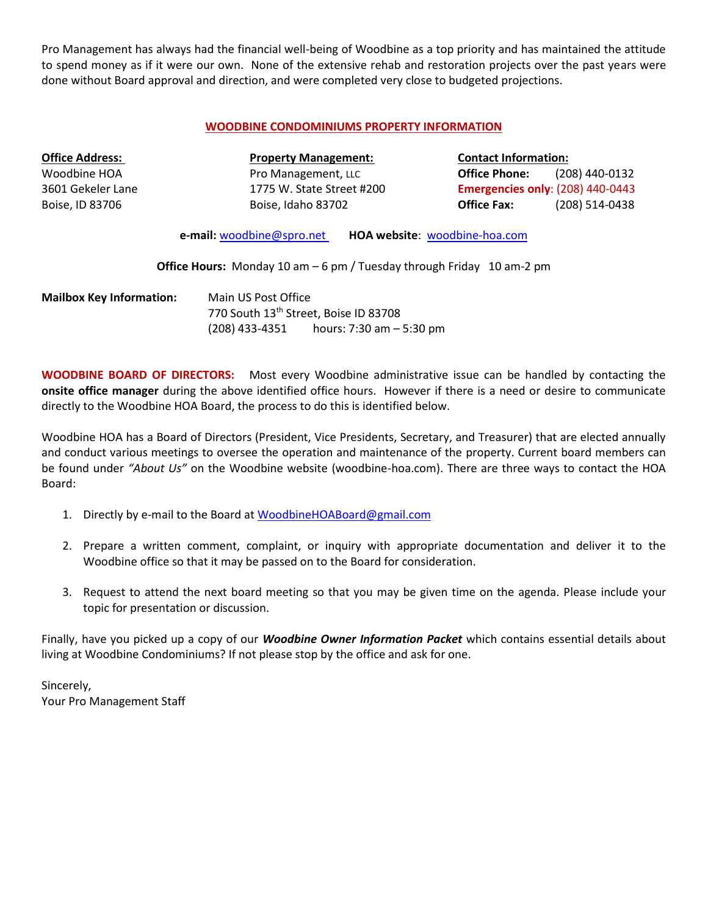Pro Management has always had the financial well-being of Woodbine as a top priority and has maintained the attitude to spend money as if it were our own. None of the extensive rehab and restoration projects over the past years were done without Board approval and direction, and were completed very close to budgeted projections.

## WOODBINE CONDOMINIUMS PROPERTY INFORMATION

**Office Address:**
Woodbine HOA
3601 Gekeler Lane
Boise, ID 83706

**Property Management:**
Pro Management, LLC
1775 W. State Street #200
Boise, Idaho 83702

**Contact Information:**
**Office Phone:** (208) 440-0132
**Emergencies only**: (208) 440-0443
**Office Fax:** (208) 514-0438

**e-mail:** woodbine@spro.net **HOA website**: woodbine-hoa.com

**Office Hours:** Monday 10 am – 6 pm / Tuesday through Friday 10 am-2 pm

**Mailbox Key Information:**
Main US Post Office
770 South 13th Street, Boise ID 83708
(208) 433-4351 hours: 7:30 am – 5:30 pm

**WOODBINE BOARD OF DIRECTORS:** Most every Woodbine administrative issue can be handled by contacting the **onsite office manager** during the above identified office hours. However if there is a need or desire to communicate directly to the Woodbine HOA Board, the process to do this is identified below.

Woodbine HOA has a Board of Directors (President, Vice Presidents, Secretary, and Treasurer) that are elected annually and conduct various meetings to oversee the operation and maintenance of the property. Current board members can be found under *"About Us"* on the Woodbine website (woodbine-hoa.com). There are three ways to contact the HOA Board:

1. Directly by e-mail to the Board at WoodbineHOABoard@gmail.com

2. Prepare a written comment, complaint, or inquiry with appropriate documentation and deliver it to the Woodbine office so that it may be passed on to the Board for consideration.

3. Request to attend the next board meeting so that you may be given time on the agenda. Please include your topic for presentation or discussion.

Finally, have you picked up a copy of our ***Woodbine Owner Information Packet*** which contains essential details about living at Woodbine Condominiums? If not please stop by the office and ask for one.

Sincerely,
Your Pro Management Staff